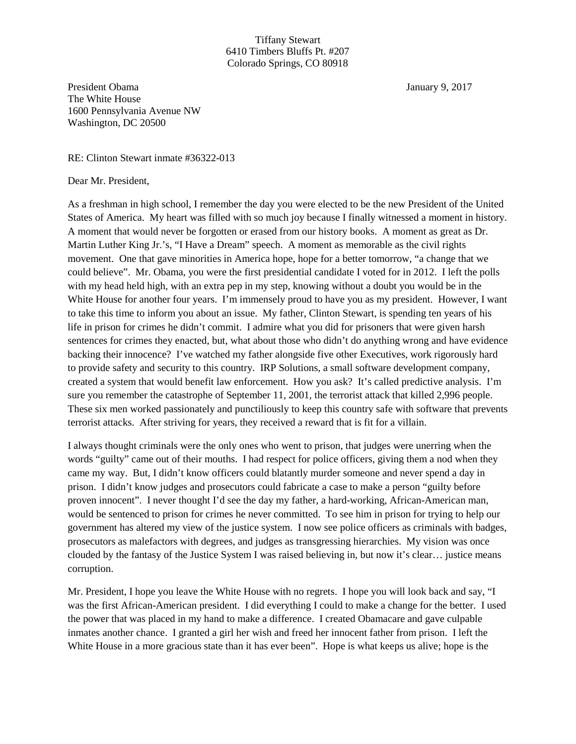Tiffany Stewart
6410 Timbers Bluffs Pt. #207
Colorado Springs, CO 80918

President Obama
The White House
1600 Pennsylvania Avenue NW
Washington, DC 20500

January 9, 2017

RE: Clinton Stewart inmate #36322-013

Dear Mr. President,

As a freshman in high school, I remember the day you were elected to be the new President of the United States of America. My heart was filled with so much joy because I finally witnessed a moment in history. A moment that would never be forgotten or erased from our history books. A moment as great as Dr. Martin Luther King Jr.'s, "I Have a Dream" speech. A moment as memorable as the civil rights movement. One that gave minorities in America hope, hope for a better tomorrow, "a change that we could believe". Mr. Obama, you were the first presidential candidate I voted for in 2012. I left the polls with my head held high, with an extra pep in my step, knowing without a doubt you would be in the White House for another four years. I'm immensely proud to have you as my president. However, I want to take this time to inform you about an issue. My father, Clinton Stewart, is spending ten years of his life in prison for crimes he didn't commit. I admire what you did for prisoners that were given harsh sentences for crimes they enacted, but, what about those who didn't do anything wrong and have evidence backing their innocence? I've watched my father alongside five other Executives, work rigorously hard to provide safety and security to this country. IRP Solutions, a small software development company, created a system that would benefit law enforcement. How you ask? It's called predictive analysis. I'm sure you remember the catastrophe of September 11, 2001, the terrorist attack that killed 2,996 people. These six men worked passionately and punctiliously to keep this country safe with software that prevents terrorist attacks. After striving for years, they received a reward that is fit for a villain.

I always thought criminals were the only ones who went to prison, that judges were unerring when the words "guilty" came out of their mouths. I had respect for police officers, giving them a nod when they came my way. But, I didn't know officers could blatantly murder someone and never spend a day in prison. I didn't know judges and prosecutors could fabricate a case to make a person "guilty before proven innocent". I never thought I'd see the day my father, a hard-working, African-American man, would be sentenced to prison for crimes he never committed. To see him in prison for trying to help our government has altered my view of the justice system. I now see police officers as criminals with badges, prosecutors as malefactors with degrees, and judges as transgressing hierarchies. My vision was once clouded by the fantasy of the Justice System I was raised believing in, but now it's clear… justice means corruption.

Mr. President, I hope you leave the White House with no regrets. I hope you will look back and say, "I was the first African-American president. I did everything I could to make a change for the better. I used the power that was placed in my hand to make a difference. I created Obamacare and gave culpable inmates another chance. I granted a girl her wish and freed her innocent father from prison. I left the White House in a more gracious state than it has ever been". Hope is what keeps us alive; hope is the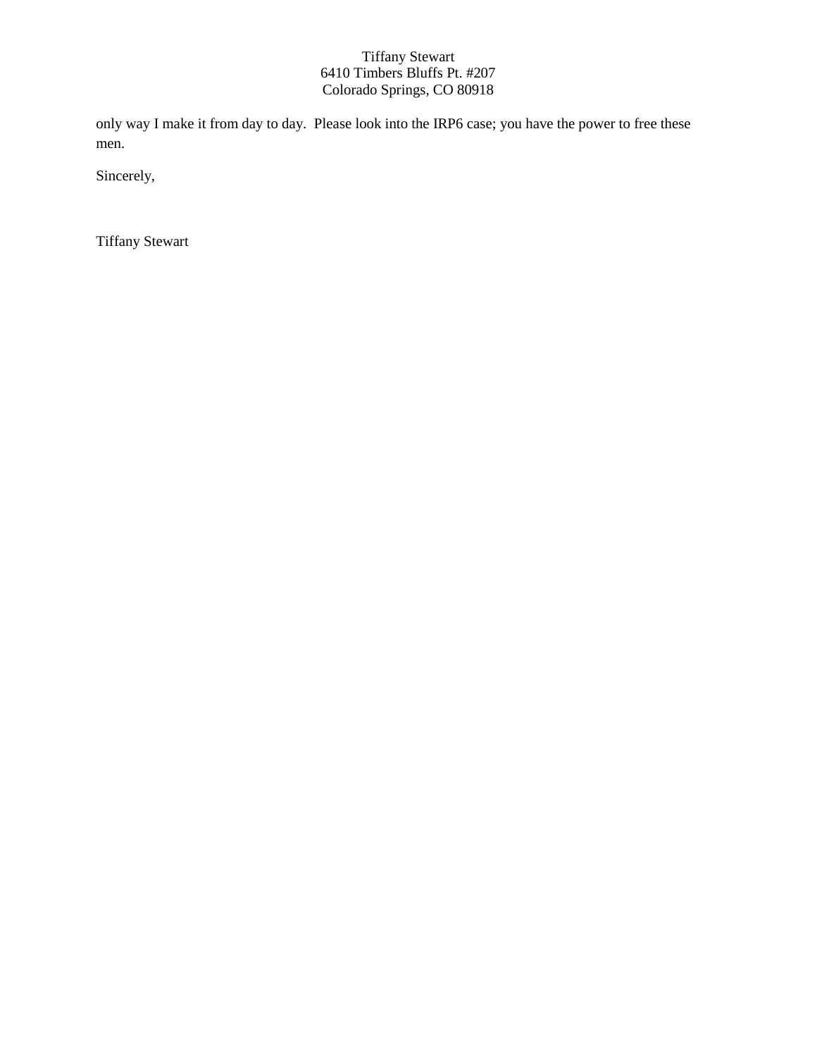only way I make it from day to day. Please look into the IRP6 case; you have the power to free these men.

Sincerely,

Tiffany Stewart